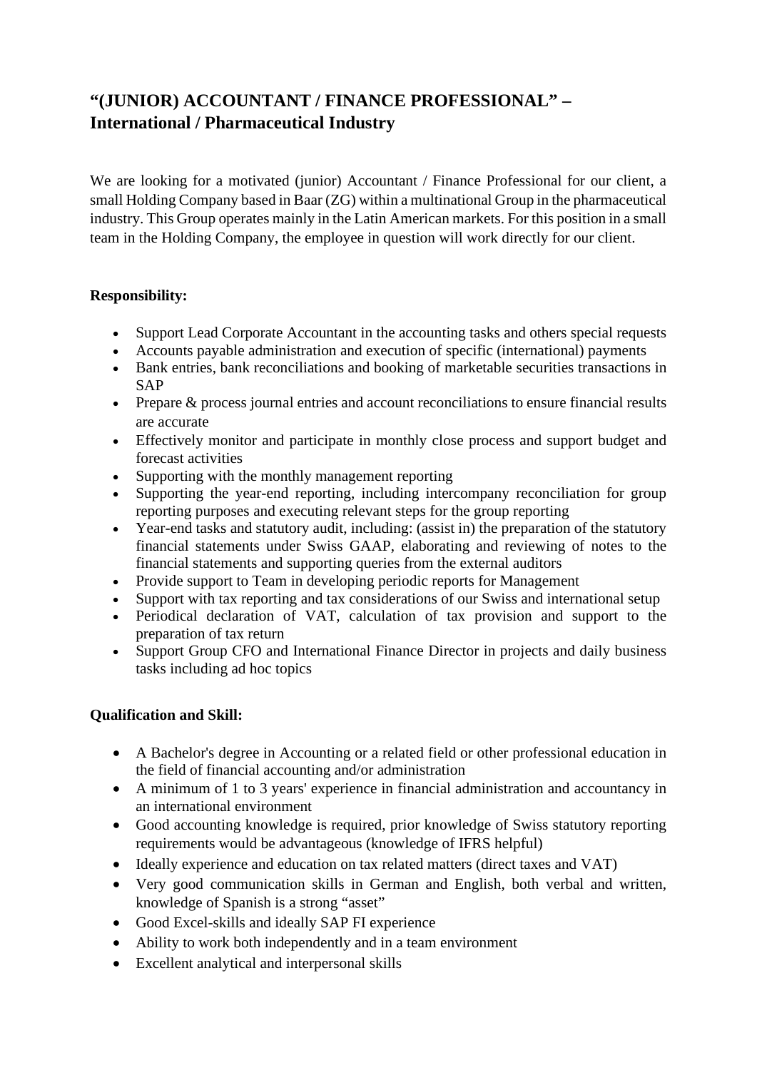# "(JUNIOR) ACCOUNTANT / FINANCE PROFESSIONAL" – International / Pharmaceutical Industry

We are looking for a motivated (junior) Accountant / Finance Professional for our client, a small Holding Company based in Baar (ZG) within a multinational Group in the pharmaceutical industry. This Group operates mainly in the Latin American markets. For this position in a small team in the Holding Company, the employee in question will work directly for our client.

**Responsibility:**

- Support Lead Corporate Accountant in the accounting tasks and others special requests
- Accounts payable administration and execution of specific (international) payments
- Bank entries, bank reconciliations and booking of marketable securities transactions in SAP
- Prepare & process journal entries and account reconciliations to ensure financial results are accurate
- Effectively monitor and participate in monthly close process and support budget and forecast activities
- Supporting with the monthly management reporting
- Supporting the year-end reporting, including intercompany reconciliation for group reporting purposes and executing relevant steps for the group reporting
- Year-end tasks and statutory audit, including: (assist in) the preparation of the statutory financial statements under Swiss GAAP, elaborating and reviewing of notes to the financial statements and supporting queries from the external auditors
- Provide support to Team in developing periodic reports for Management
- Support with tax reporting and tax considerations of our Swiss and international setup
- Periodical declaration of VAT, calculation of tax provision and support to the preparation of tax return
- Support Group CFO and International Finance Director in projects and daily business tasks including ad hoc topics

**Qualification and Skill:**

- A Bachelor's degree in Accounting or a related field or other professional education in the field of financial accounting and/or administration
- A minimum of 1 to 3 years' experience in financial administration and accountancy in an international environment
- Good accounting knowledge is required, prior knowledge of Swiss statutory reporting requirements would be advantageous (knowledge of IFRS helpful)
- Ideally experience and education on tax related matters (direct taxes and VAT)
- Very good communication skills in German and English, both verbal and written, knowledge of Spanish is a strong "asset"
- Good Excel-skills and ideally SAP FI experience
- Ability to work both independently and in a team environment
- Excellent analytical and interpersonal skills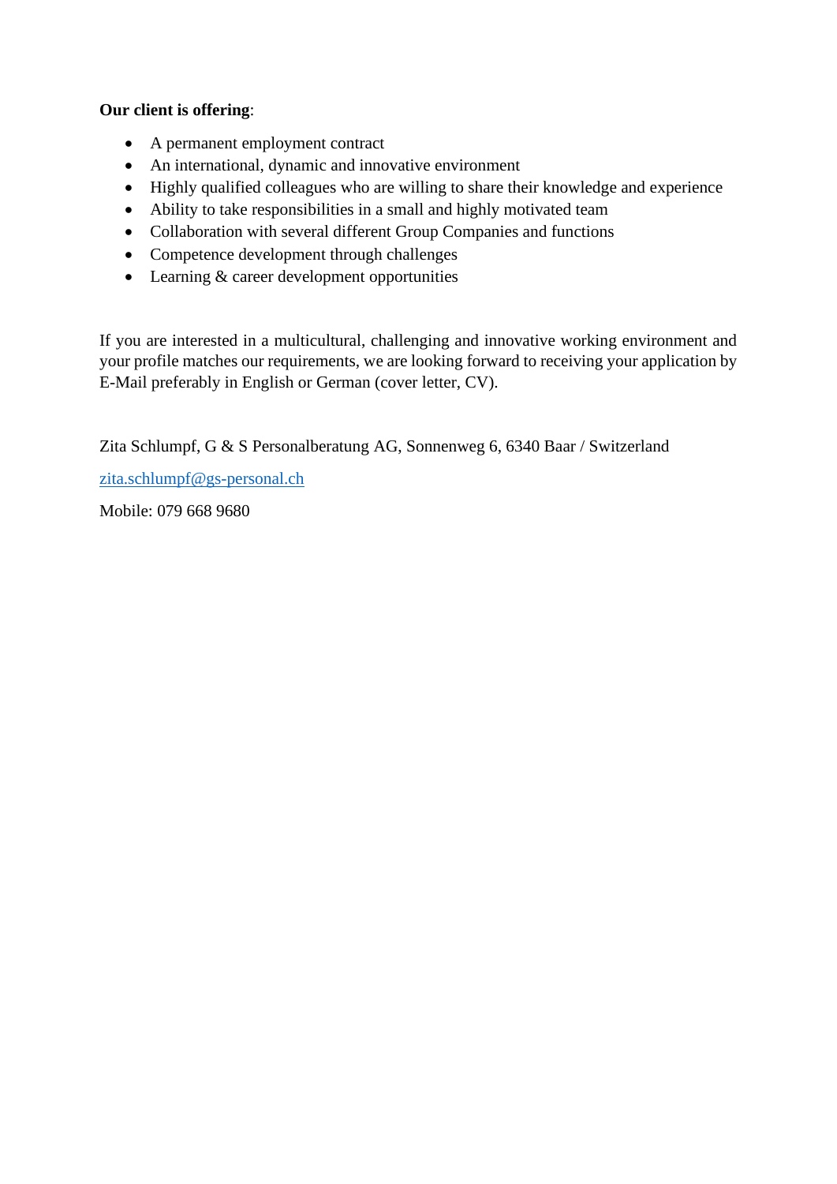**Our client is offering**:

- A permanent employment contract
- An international, dynamic and innovative environment
- Highly qualified colleagues who are willing to share their knowledge and experience
- Ability to take responsibilities in a small and highly motivated team
- Collaboration with several different Group Companies and functions
- Competence development through challenges
- Learning & career development opportunities

If you are interested in a multicultural, challenging and innovative working environment and your profile matches our requirements, we are looking forward to receiving your application by E-Mail preferably in English or German (cover letter, CV).

Zita Schlumpf, G & S Personalberatung AG, Sonnenweg 6, 6340 Baar / Switzerland

zita.schlumpf@gs-personal.ch

Mobile: 079 668 9680